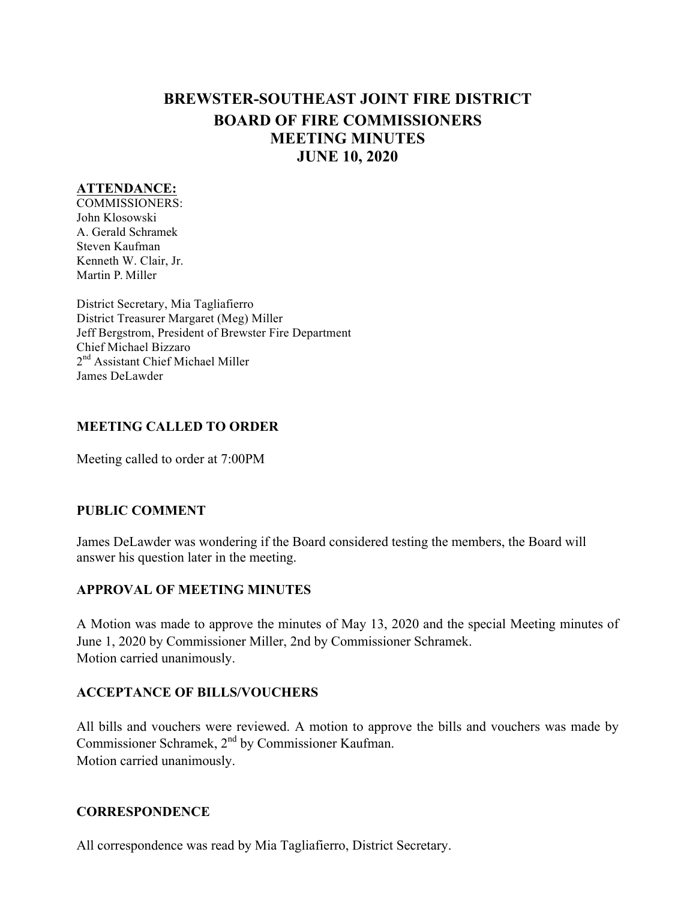# BREWSTER-SOUTHEAST JOINT FIRE DISTRICT
## BOARD OF FIRE COMMISSIONERS
## MEETING MINUTES
## JUNE 10, 2020

**ATTENDANCE:**

COMMISSIONERS:
John Klosowski
A. Gerald Schramek
Steven Kaufman
Kenneth W. Clair, Jr.
Martin P. Miller

District Secretary, Mia Tagliafierro
District Treasurer Margaret (Meg) Miller
Jeff Bergstrom, President of Brewster Fire Department
Chief Michael Bizzaro
2nd Assistant Chief Michael Miller
James DeLawder

### MEETING CALLED TO ORDER

Meeting called to order at 7:00PM

### PUBLIC COMMENT

James DeLawder was wondering if the Board considered testing the members, the Board will answer his question later in the meeting.

### APPROVAL OF MEETING MINUTES

A Motion was made to approve the minutes of May 13, 2020 and the special Meeting minutes of June 1, 2020 by Commissioner Miller, 2nd by Commissioner Schramek.
Motion carried unanimously.

### ACCEPTANCE OF BILLS/VOUCHERS

All bills and vouchers were reviewed. A motion to approve the bills and vouchers was made by Commissioner Schramek, 2nd by Commissioner Kaufman.
Motion carried unanimously.

### CORRESPONDENCE

All correspondence was read by Mia Tagliafierro, District Secretary.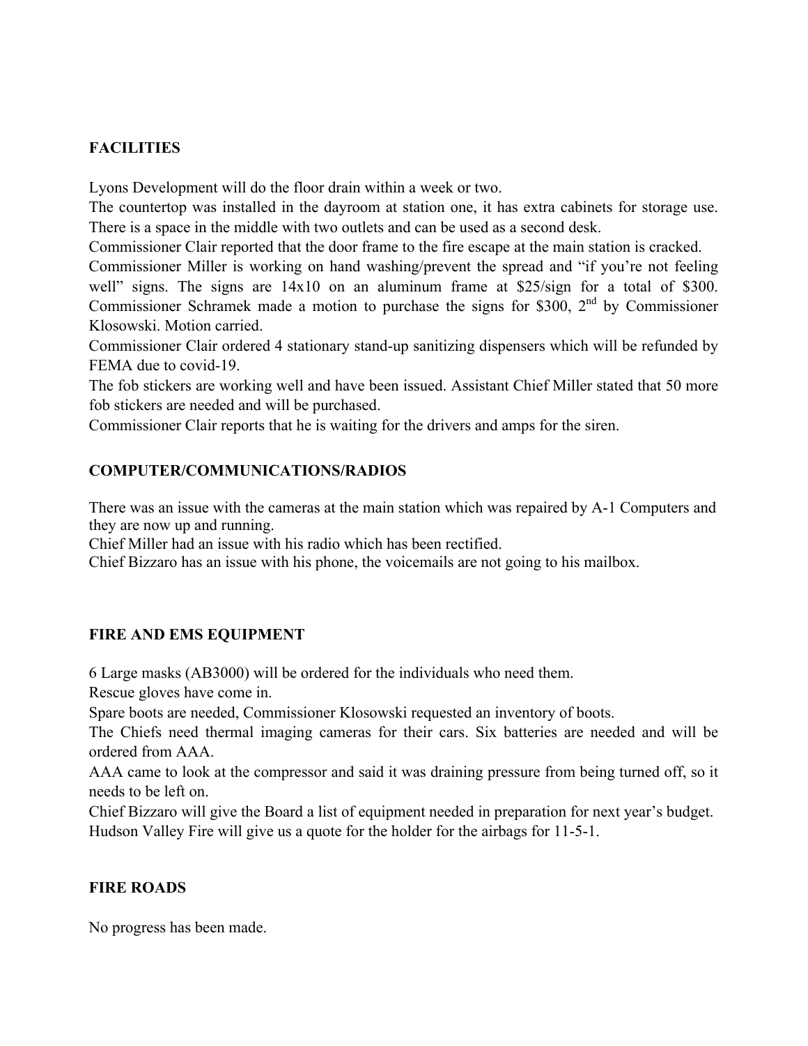**FACILITIES**

Lyons Development will do the floor drain within a week or two.
The countertop was installed in the dayroom at station one, it has extra cabinets for storage use. There is a space in the middle with two outlets and can be used as a second desk.
Commissioner Clair reported that the door frame to the fire escape at the main station is cracked.
Commissioner Miller is working on hand washing/prevent the spread and "if you're not feeling well" signs. The signs are 14x10 on an aluminum frame at $25/sign for a total of $300. Commissioner Schramek made a motion to purchase the signs for $300, 2nd by Commissioner Klosowski. Motion carried.
Commissioner Clair ordered 4 stationary stand-up sanitizing dispensers which will be refunded by FEMA due to covid-19.
The fob stickers are working well and have been issued. Assistant Chief Miller stated that 50 more fob stickers are needed and will be purchased.
Commissioner Clair reports that he is waiting for the drivers and amps for the siren.

**COMPUTER/COMMUNICATIONS/RADIOS**

There was an issue with the cameras at the main station which was repaired by A-1 Computers and they are now up and running.
Chief Miller had an issue with his radio which has been rectified.
Chief Bizzaro has an issue with his phone, the voicemails are not going to his mailbox.

**FIRE AND EMS EQUIPMENT**

6 Large masks (AB3000) will be ordered for the individuals who need them.
Rescue gloves have come in.
Spare boots are needed, Commissioner Klosowski requested an inventory of boots.
The Chiefs need thermal imaging cameras for their cars. Six batteries are needed and will be ordered from AAA.
AAA came to look at the compressor and said it was draining pressure from being turned off, so it needs to be left on.
Chief Bizzaro will give the Board a list of equipment needed in preparation for next year's budget.
Hudson Valley Fire will give us a quote for the holder for the airbags for 11-5-1.

**FIRE ROADS**

No progress has been made.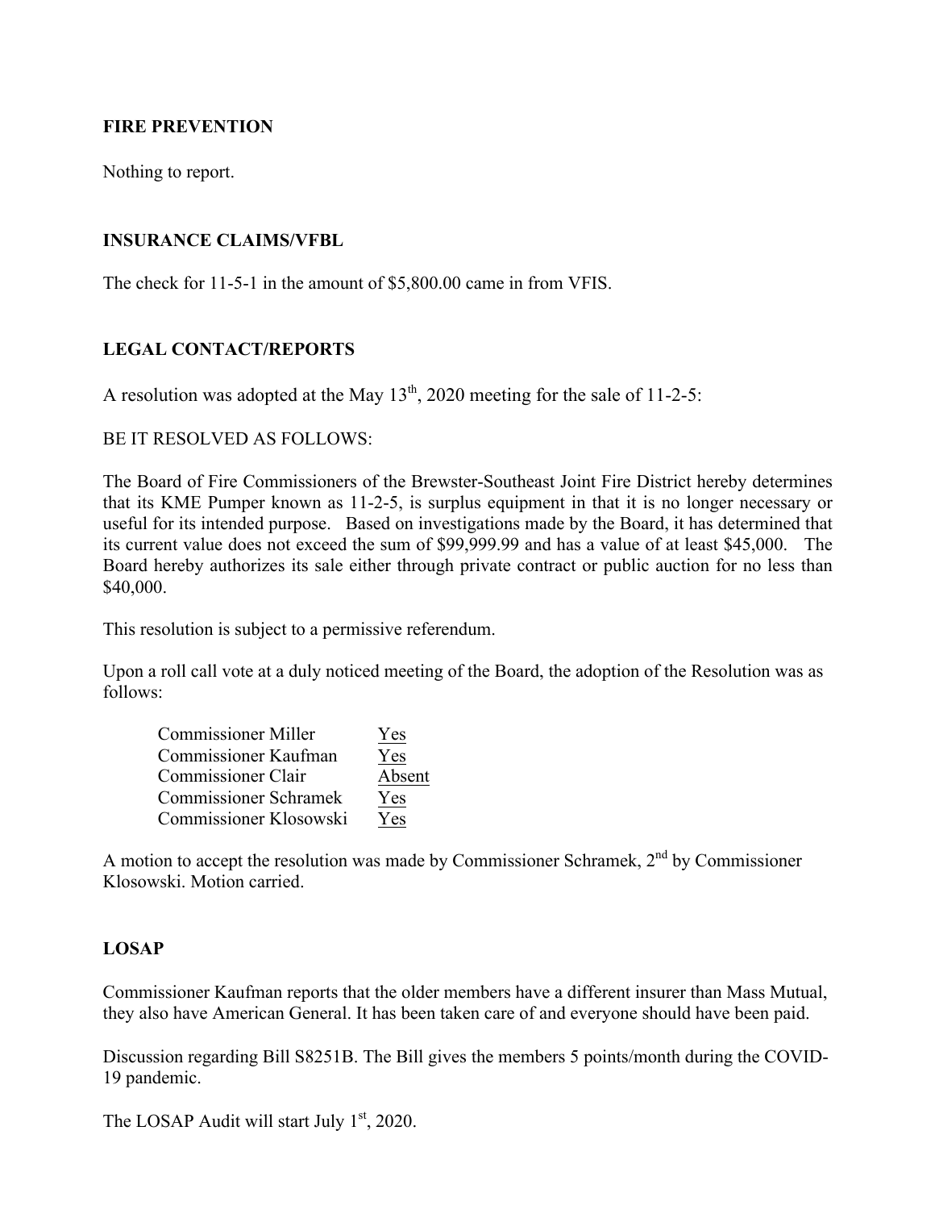**FIRE PREVENTION**

Nothing to report.

**INSURANCE CLAIMS/VFBL**

The check for 11-5-1 in the amount of $5,800.00 came in from VFIS.

**LEGAL CONTACT/REPORTS**

A resolution was adopted at the May 13th, 2020 meeting for the sale of 11-2-5:

BE IT RESOLVED AS FOLLOWS:

The Board of Fire Commissioners of the Brewster-Southeast Joint Fire District hereby determines that its KME Pumper known as 11-2-5, is surplus equipment in that it is no longer necessary or useful for its intended purpose. Based on investigations made by the Board, it has determined that its current value does not exceed the sum of $99,999.99 and has a value of at least $45,000. The Board hereby authorizes its sale either through private contract or public auction for no less than $40,000.

This resolution is subject to a permissive referendum.

Upon a roll call vote at a duly noticed meeting of the Board, the adoption of the Resolution was as follows:

| | |
|---|---|
| Commissioner Miller | Yes |
| Commissioner Kaufman | Yes |
| Commissioner Clair | Absent |
| Commissioner Schramek | Yes |
| Commissioner Klosowski | Yes |

A motion to accept the resolution was made by Commissioner Schramek, 2nd by Commissioner Klosowski. Motion carried.

**LOSAP**

Commissioner Kaufman reports that the older members have a different insurer than Mass Mutual, they also have American General. It has been taken care of and everyone should have been paid.

Discussion regarding Bill S8251B. The Bill gives the members 5 points/month during the COVID-19 pandemic.

The LOSAP Audit will start July 1st, 2020.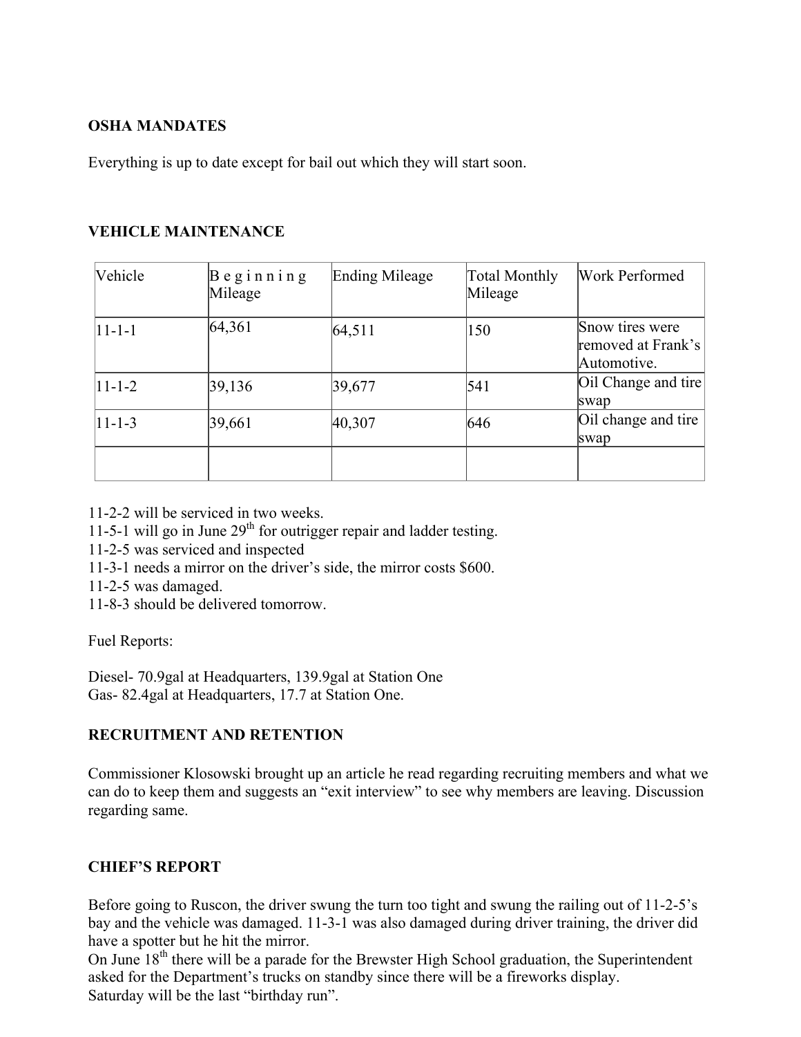**OSHA MANDATES**

Everything is up to date except for bail out which they will start soon.

**VEHICLE MAINTENANCE**

| Vehicle | Beginning Mileage | Ending Mileage | Total Monthly Mileage | Work Performed |
|---|---|---|---|---|
| 11-1-1 | 64,361 | 64,511 | 150 | Snow tires were removed at Frank's Automotive. |
| 11-1-2 | 39,136 | 39,677 | 541 | Oil Change and tire swap |
| 11-1-3 | 39,661 | 40,307 | 646 | Oil change and tire swap |
| | | | | |

11-2-2 will be serviced in two weeks.
11-5-1 will go in June 29th for outrigger repair and ladder testing.
11-2-5 was serviced and inspected
11-3-1 needs a mirror on the driver's side, the mirror costs $600.
11-2-5 was damaged.
11-8-3 should be delivered tomorrow.

Fuel Reports:

Diesel- 70.9gal at Headquarters, 139.9gal at Station One
Gas- 82.4gal at Headquarters, 17.7 at Station One.

**RECRUITMENT AND RETENTION**

Commissioner Klosowski brought up an article he read regarding recruiting members and what we can do to keep them and suggests an "exit interview" to see why members are leaving. Discussion regarding same.

**CHIEF'S REPORT**

Before going to Ruscon, the driver swung the turn too tight and swung the railing out of 11-2-5's bay and the vehicle was damaged. 11-3-1 was also damaged during driver training, the driver did have a spotter but he hit the mirror.
On June 18th there will be a parade for the Brewster High School graduation, the Superintendent asked for the Department's trucks on standby since there will be a fireworks display.
Saturday will be the last "birthday run".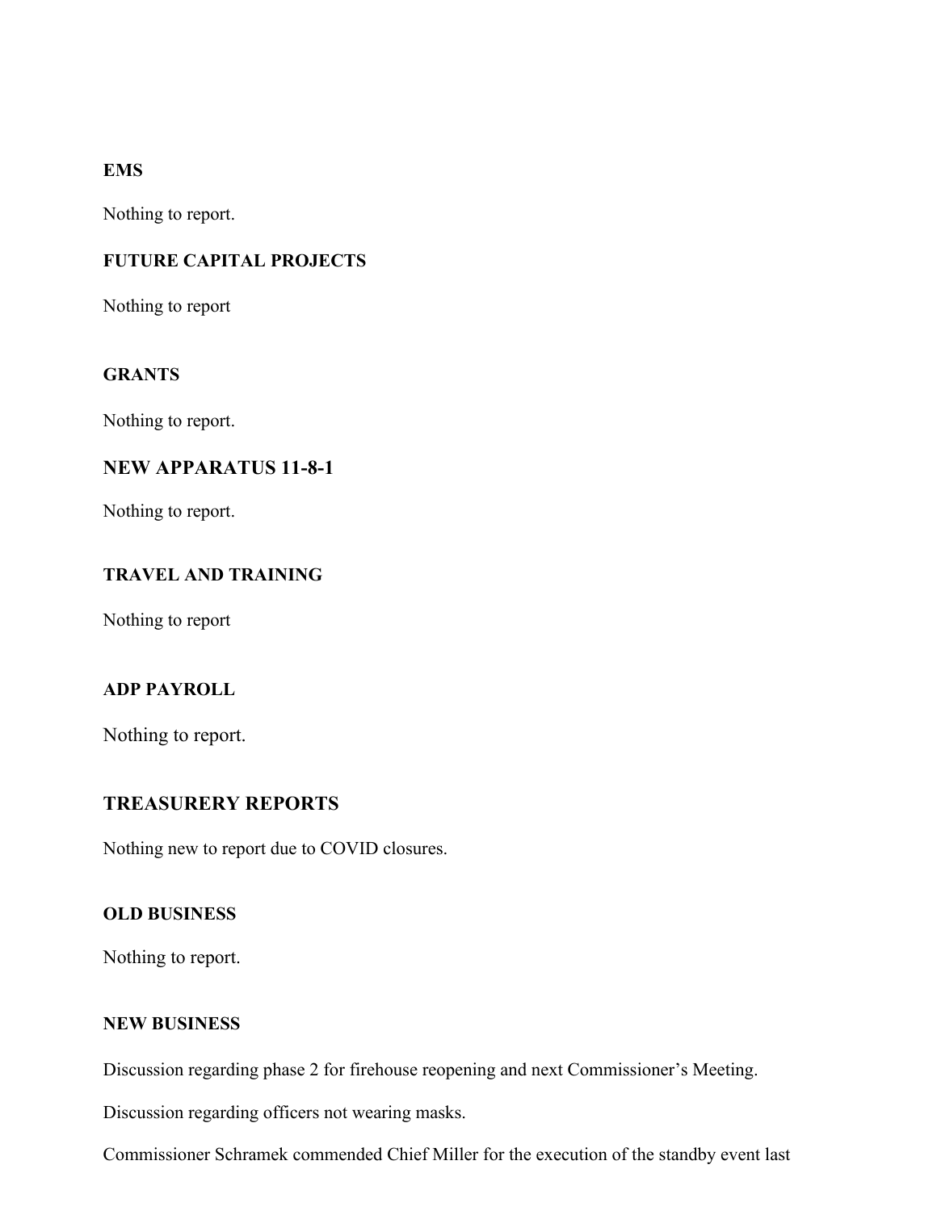**EMS**

Nothing to report.

**FUTURE CAPITAL PROJECTS**

Nothing to report

**GRANTS**

Nothing to report.

## NEW APPARATUS 11-8-1

Nothing to report.

**TRAVEL AND TRAINING**

Nothing to report

**ADP PAYROLL**

Nothing to report.

## TREASURERY REPORTS

Nothing new to report due to COVID closures.

**OLD BUSINESS**

Nothing to report.

**NEW BUSINESS**

Discussion regarding phase 2 for firehouse reopening and next Commissioner's Meeting.

Discussion regarding officers not wearing masks.

Commissioner Schramek commended Chief Miller for the execution of the standby event last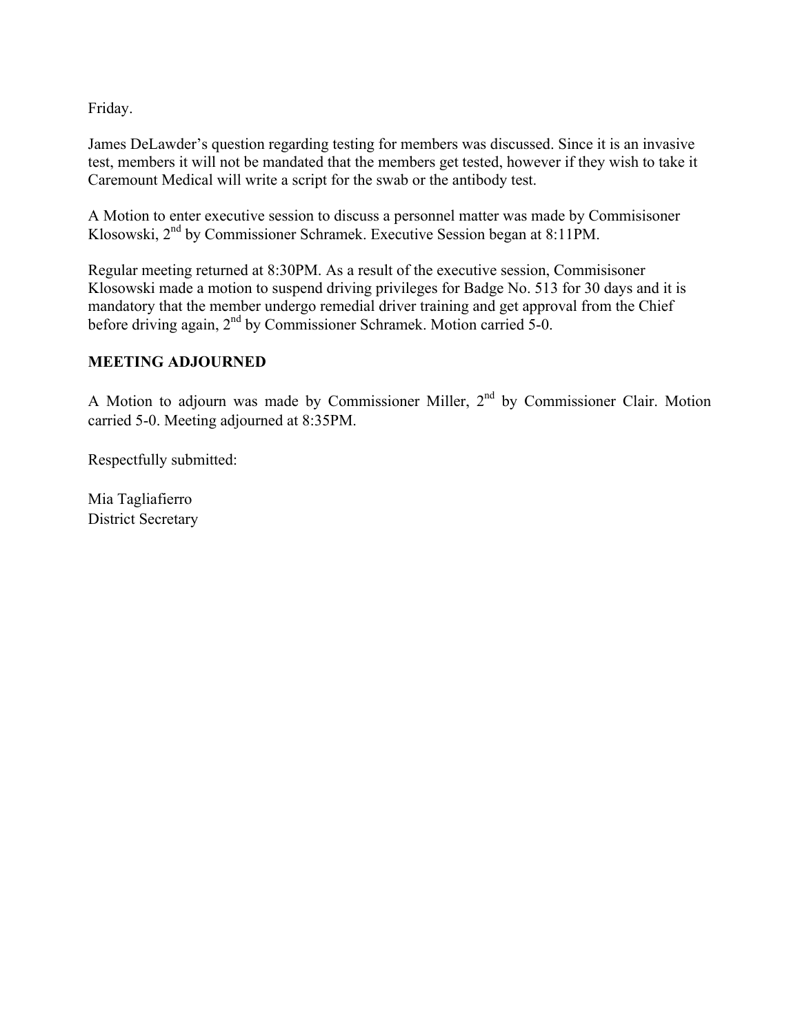Friday.

James DeLawder's question regarding testing for members was discussed. Since it is an invasive test, members it will not be mandated that the members get tested, however if they wish to take it Caremount Medical will write a script for the swab or the antibody test.

A Motion to enter executive session to discuss a personnel matter was made by Commisisoner Klosowski, 2nd by Commissioner Schramek. Executive Session began at 8:11PM.

Regular meeting returned at 8:30PM. As a result of the executive session, Commisisoner Klosowski made a motion to suspend driving privileges for Badge No. 513 for 30 days and it is mandatory that the member undergo remedial driver training and get approval from the Chief before driving again, 2nd by Commissioner Schramek. Motion carried 5-0.

**MEETING ADJOURNED**

A Motion to adjourn was made by Commissioner Miller, 2nd by Commissioner Clair. Motion carried 5-0. Meeting adjourned at 8:35PM.

Respectfully submitted:

Mia Tagliafierro
District Secretary